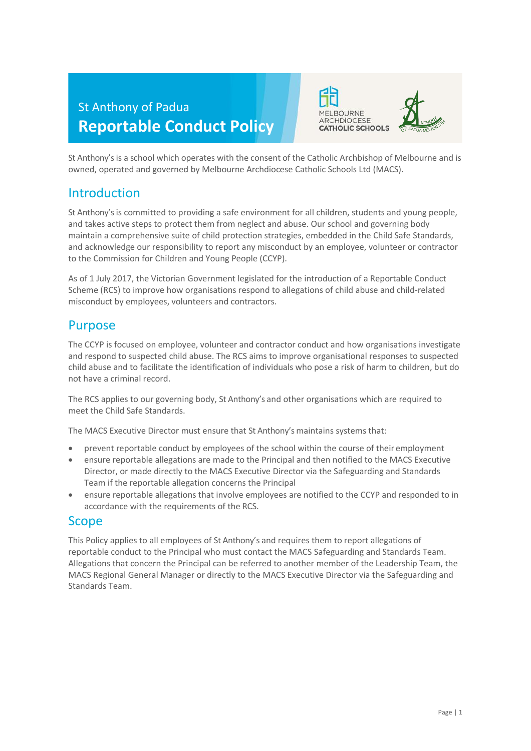St Anthony of Padua

# Reportable Conduct Policy

St Anthony's is a school which operates with the consent of the Catholic Archbishop of Melbourne and is owned, operated and governed by Melbourne Archdiocese Catholic Schools Ltd (MACS).

## Introduction

St Anthony's is committed to providing a safe environment for all children, students and young people, and takes active steps to protect them from neglect and abuse. Our school and governing body maintain a comprehensive suite of child protection strategies, embedded in the Child Safe Standards, and acknowledge our responsibility to report any misconduct by an employee, volunteer or contractor to the Commission for Children and Young People (CCYP).

As of 1 July 2017, the Victorian Government legislated for the introduction of a Reportable Conduct Scheme (RCS) to improve how organisations respond to allegations of child abuse and child-related misconduct by employees, volunteers and contractors.

## Purpose

The CCYP is focused on employee, volunteer and contractor conduct and how organisations investigate and respond to suspected child abuse. The RCS aims to improve organisational responses to suspected child abuse and to facilitate the identification of individuals who pose a risk of harm to children, but do not have a criminal record.

The RCS applies to our governing body, St Anthony's and other organisations which are required to meet the Child Safe Standards.

The MACS Executive Director must ensure that St Anthony's maintains systems that:

- prevent reportable conduct by employees of the school within the course of their employment
- ensure reportable allegations are made to the Principal and then notified to the MACS Executive Director, or made directly to the MACS Executive Director via the Safeguarding and Standards Team if the reportable allegation concerns the Principal
- ensure reportable allegations that involve employees are notified to the CCYP and responded to in accordance with the requirements of the RCS.

## Scope

This Policy applies to all employees of St Anthony's and requires them to report allegations of reportable conduct to the Principal who must contact the MACS Safeguarding and Standards Team. Allegations that concern the Principal can be referred to another member of the Leadership Team, the MACS Regional General Manager or directly to the MACS Executive Director via the Safeguarding and Standards Team.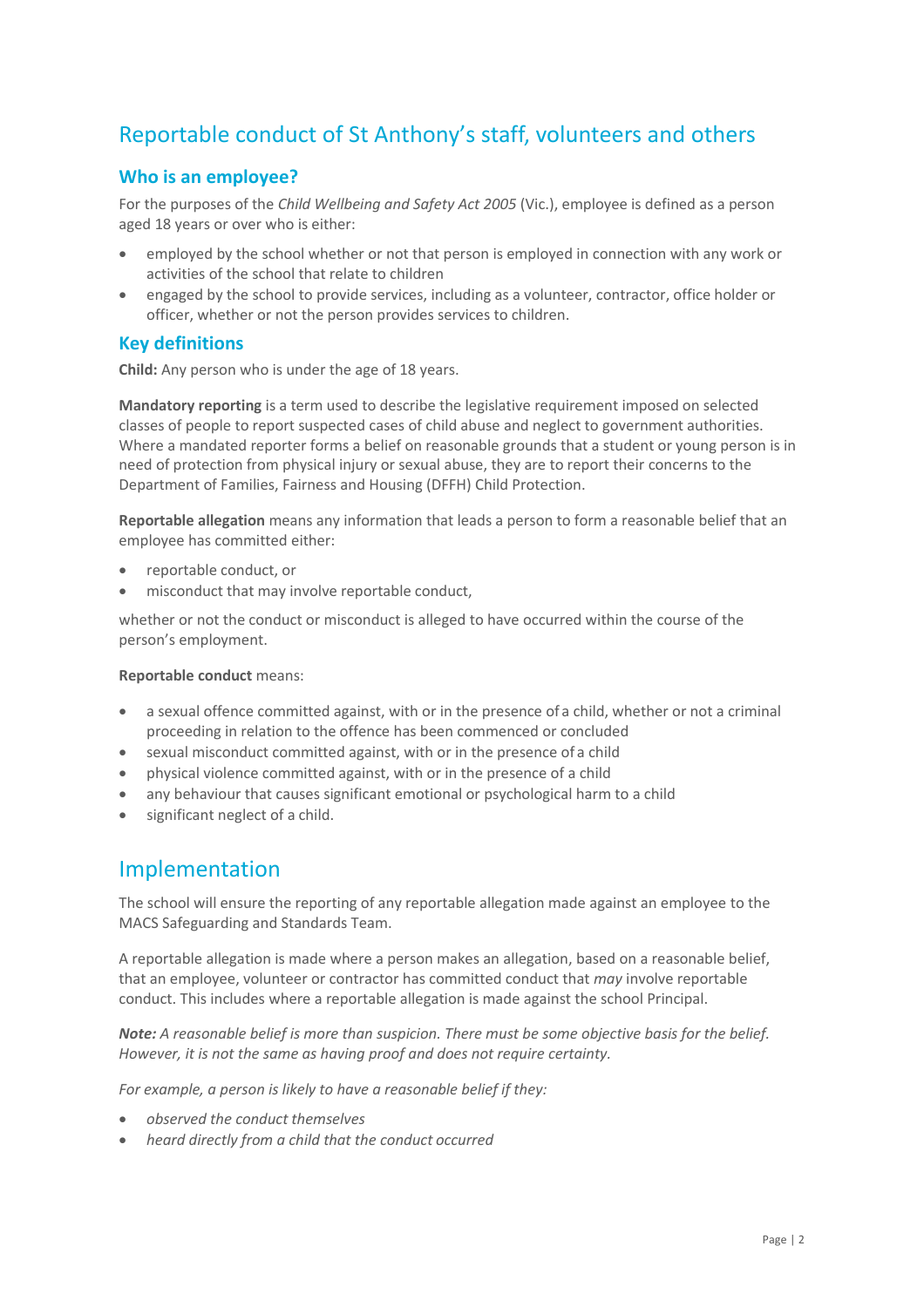# Reportable conduct of St Anthony's staff, volunteers and others

## Who is an employee?

For the purposes of the *Child Wellbeing and Safety Act 2005* (Vic.), employee is defined as a person aged 18 years or over who is either:

- employed by the school whether or not that person is employed in connection with any work or activities of the school that relate to children
- engaged by the school to provide services, including as a volunteer, contractor, office holder or officer, whether or not the person provides services to children.

## Key definitions

**Child:** Any person who is under the age of 18 years.

**Mandatory reporting** is a term used to describe the legislative requirement imposed on selected classes of people to report suspected cases of child abuse and neglect to government authorities. Where a mandated reporter forms a belief on reasonable grounds that a student or young person is in need of protection from physical injury or sexual abuse, they are to report their concerns to the Department of Families, Fairness and Housing (DFFH) Child Protection.

**Reportable allegation** means any information that leads a person to form a reasonable belief that an employee has committed either:

- reportable conduct, or
- misconduct that may involve reportable conduct,

whether or not the conduct or misconduct is alleged to have occurred within the course of the person's employment.

**Reportable conduct** means:

- a sexual offence committed against, with or in the presence of a child, whether or not a criminal proceeding in relation to the offence has been commenced or concluded
- sexual misconduct committed against, with or in the presence of a child
- physical violence committed against, with or in the presence of a child
- any behaviour that causes significant emotional or psychological harm to a child
- significant neglect of a child.

# Implementation

The school will ensure the reporting of any reportable allegation made against an employee to the MACS Safeguarding and Standards Team.

A reportable allegation is made where a person makes an allegation, based on a reasonable belief, that an employee, volunteer or contractor has committed conduct that *may* involve reportable conduct. This includes where a reportable allegation is made against the school Principal.

***Note:*** *A reasonable belief is more than suspicion. There must be some objective basis for the belief. However, it is not the same as having proof and does not require certainty.*

*For example, a person is likely to have a reasonable belief if they:*

- *observed the conduct themselves*
- *heard directly from a child that the conduct occurred*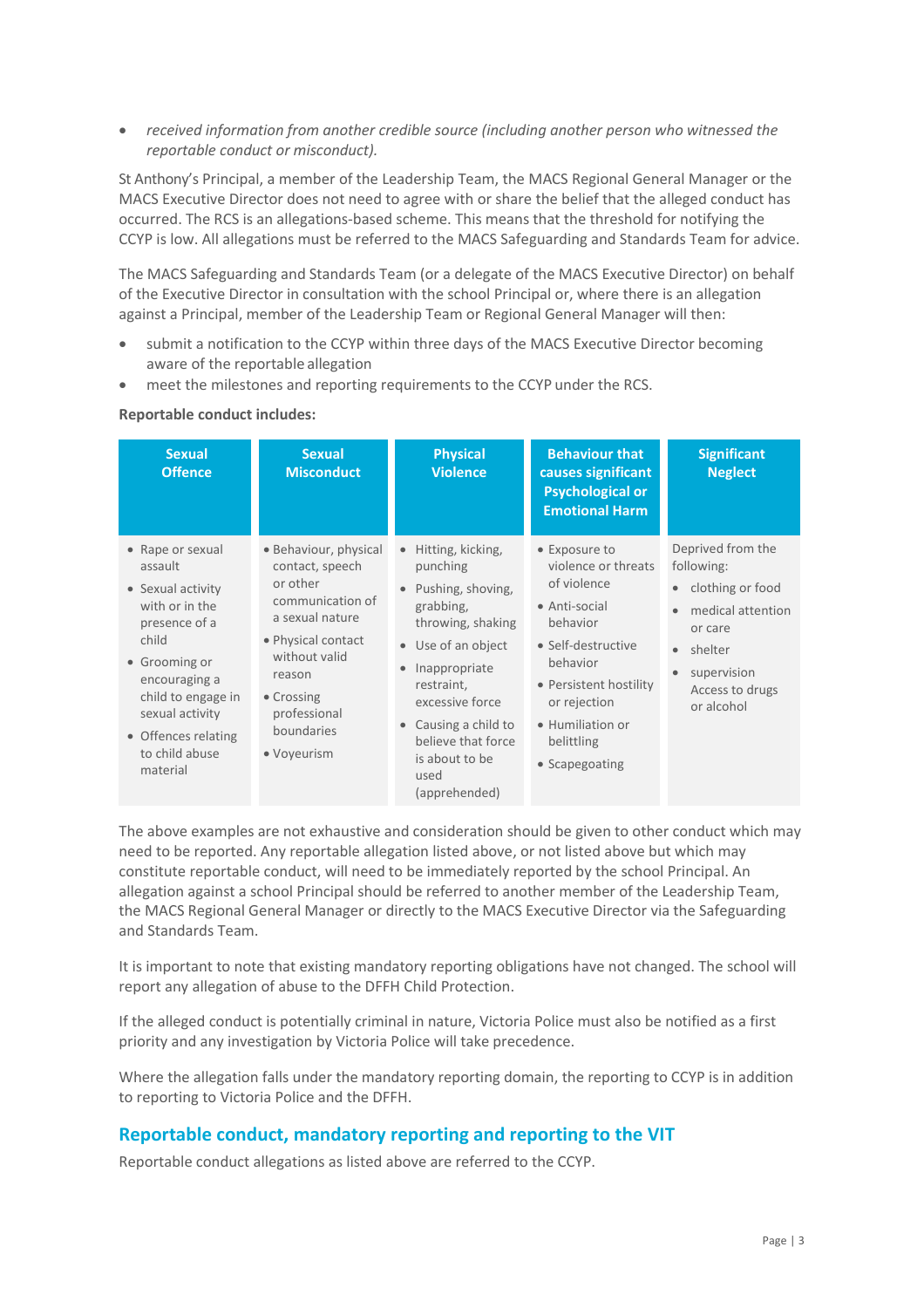- *received information from another credible source (including another person who witnessed the reportable conduct or misconduct).*

St Anthony's Principal, a member of the Leadership Team, the MACS Regional General Manager or the MACS Executive Director does not need to agree with or share the belief that the alleged conduct has occurred. The RCS is an allegations-based scheme. This means that the threshold for notifying the CCYP is low. All allegations must be referred to the MACS Safeguarding and Standards Team for advice.

The MACS Safeguarding and Standards Team (or a delegate of the MACS Executive Director) on behalf of the Executive Director in consultation with the school Principal or, where there is an allegation against a Principal, member of the Leadership Team or Regional General Manager will then:

- submit a notification to the CCYP within three days of the MACS Executive Director becoming aware of the reportable allegation
- meet the milestones and reporting requirements to the CCYP under the RCS.

**Reportable conduct includes:**

| Sexual Offence | Sexual Misconduct | Physical Violence | Behaviour that causes significant Psychological or Emotional Harm | Significant Neglect |
|---|---|---|---|---|
| • Rape or sexual assault<br>• Sexual activity with or in the presence of a child<br>• Grooming or encouraging a child to engage in sexual activity<br>• Offences relating to child abuse material | • Behaviour, physical contact, speech or other communication of a sexual nature<br>• Physical contact without valid reason<br>• Crossing professional boundaries<br>• Voyeurism | • Hitting, kicking, punching<br>• Pushing, shoving, grabbing, throwing, shaking<br>• Use of an object<br>• Inappropriate restraint, excessive force<br>• Causing a child to believe that force is about to be used (apprehended) | • Exposure to violence or threats of violence<br>• Anti-social behavior<br>• Self-destructive behavior<br>• Persistent hostility or rejection<br>• Humiliation or belittling<br>• Scapegoating | Deprived from the following:<br>• clothing or food<br>• medical attention or care<br>• shelter<br>• supervision Access to drugs or alcohol |

The above examples are not exhaustive and consideration should be given to other conduct which may need to be reported. Any reportable allegation listed above, or not listed above but which may constitute reportable conduct, will need to be immediately reported by the school Principal. An allegation against a school Principal should be referred to another member of the Leadership Team, the MACS Regional General Manager or directly to the MACS Executive Director via the Safeguarding and Standards Team.

It is important to note that existing mandatory reporting obligations have not changed. The school will report any allegation of abuse to the DFFH Child Protection.

If the alleged conduct is potentially criminal in nature, Victoria Police must also be notified as a first priority and any investigation by Victoria Police will take precedence.

Where the allegation falls under the mandatory reporting domain, the reporting to CCYP is in addition to reporting to Victoria Police and the DFFH.

## Reportable conduct, mandatory reporting and reporting to the VIT

Reportable conduct allegations as listed above are referred to the CCYP.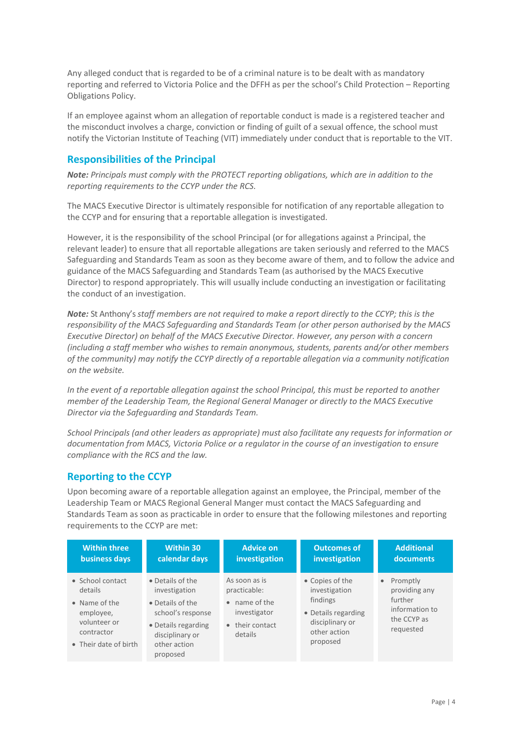Any alleged conduct that is regarded to be of a criminal nature is to be dealt with as mandatory reporting and referred to Victoria Police and the DFFH as per the school's Child Protection – Reporting Obligations Policy.

If an employee against whom an allegation of reportable conduct is made is a registered teacher and the misconduct involves a charge, conviction or finding of guilt of a sexual offence, the school must notify the Victorian Institute of Teaching (VIT) immediately under conduct that is reportable to the VIT.

## Responsibilities of the Principal

***Note:*** *Principals must comply with the PROTECT reporting obligations, which are in addition to the reporting requirements to the CCYP under the RCS.*

The MACS Executive Director is ultimately responsible for notification of any reportable allegation to the CCYP and for ensuring that a reportable allegation is investigated.

However, it is the responsibility of the school Principal (or for allegations against a Principal, the relevant leader) to ensure that all reportable allegations are taken seriously and referred to the MACS Safeguarding and Standards Team as soon as they become aware of them, and to follow the advice and guidance of the MACS Safeguarding and Standards Team (as authorised by the MACS Executive Director) to respond appropriately. This will usually include conducting an investigation or facilitating the conduct of an investigation.

***Note:*** St Anthony's *staff members are not required to make a report directly to the CCYP; this is the responsibility of the MACS Safeguarding and Standards Team (or other person authorised by the MACS Executive Director) on behalf of the MACS Executive Director. However, any person with a concern (including a staff member who wishes to remain anonymous, students, parents and/or other members of the community) may notify the CCYP directly of a reportable allegation via a community notification on the website.*

*In the event of a reportable allegation against the school Principal, this must be reported to another member of the Leadership Team, the Regional General Manager or directly to the MACS Executive Director via the Safeguarding and Standards Team.*

*School Principals (and other leaders as appropriate) must also facilitate any requests for information or documentation from MACS, Victoria Police or a regulator in the course of an investigation to ensure compliance with the RCS and the law.*

## Reporting to the CCYP

Upon becoming aware of a reportable allegation against an employee, the Principal, member of the Leadership Team or MACS Regional General Manger must contact the MACS Safeguarding and Standards Team as soon as practicable in order to ensure that the following milestones and reporting requirements to the CCYP are met:

| Within three business days | Within 30 calendar days | Advice on investigation | Outcomes of investigation | Additional documents |
|---|---|---|---|---|
| • School contact details<br>• Name of the employee, volunteer or contractor<br>• Their date of birth | • Details of the investigation<br>• Details of the school's response<br>• Details regarding disciplinary or other action proposed | As soon as is practicable:<br>• name of the investigator<br>• their contact details | • Copies of the investigation findings<br>• Details regarding disciplinary or other action proposed | • Promptly providing any further information to the CCYP as requested |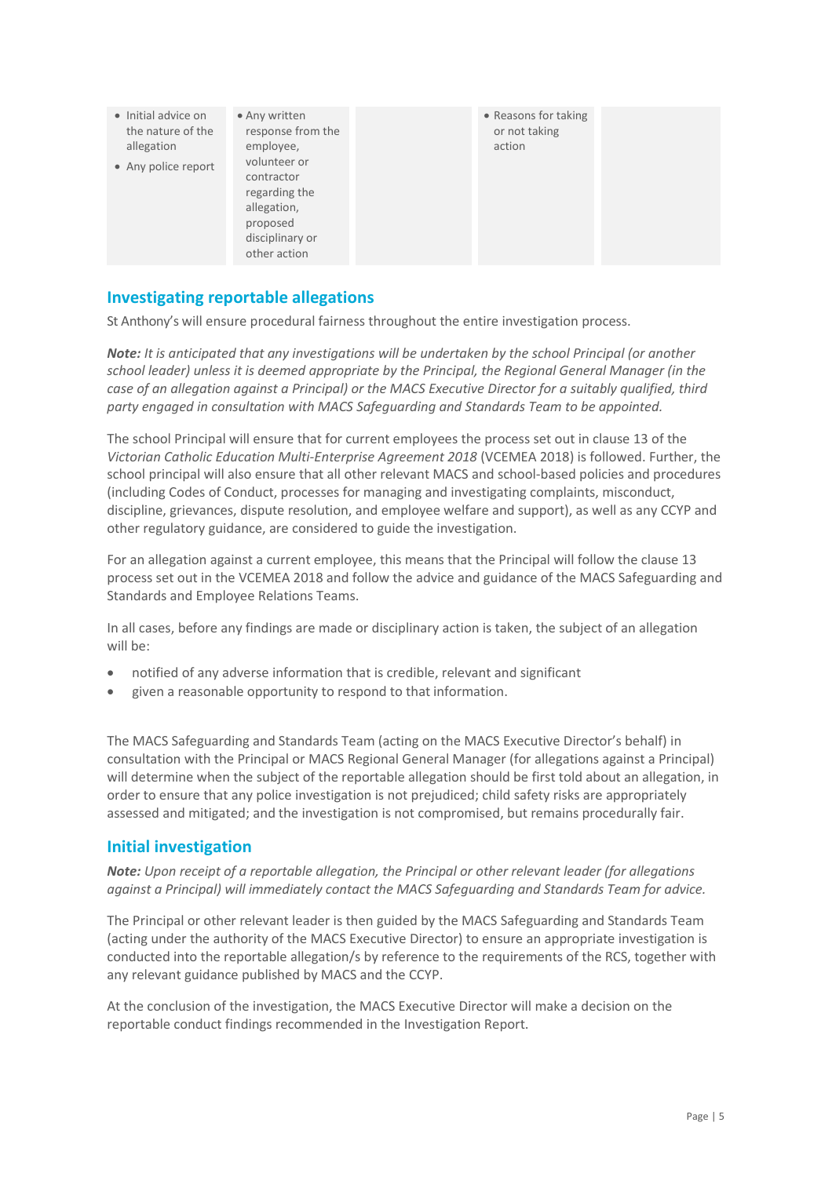| | | | | |
|---|---|---|---|---|
| • Initial advice on the nature of the allegation<br>• Any police report | • Any written response from the employee, volunteer or contractor regarding the allegation, proposed disciplinary or other action | | • Reasons for taking or not taking action | |

## Investigating reportable allegations

St Anthony's will ensure procedural fairness throughout the entire investigation process.

***Note:*** *It is anticipated that any investigations will be undertaken by the school Principal (or another school leader) unless it is deemed appropriate by the Principal, the Regional General Manager (in the case of an allegation against a Principal) or the MACS Executive Director for a suitably qualified, third party engaged in consultation with MACS Safeguarding and Standards Team to be appointed.*

The school Principal will ensure that for current employees the process set out in clause 13 of the *Victorian Catholic Education Multi-Enterprise Agreement 2018* (VCEMEA 2018) is followed. Further, the school principal will also ensure that all other relevant MACS and school-based policies and procedures (including Codes of Conduct, processes for managing and investigating complaints, misconduct, discipline, grievances, dispute resolution, and employee welfare and support), as well as any CCYP and other regulatory guidance, are considered to guide the investigation.

For an allegation against a current employee, this means that the Principal will follow the clause 13 process set out in the VCEMEA 2018 and follow the advice and guidance of the MACS Safeguarding and Standards and Employee Relations Teams.

In all cases, before any findings are made or disciplinary action is taken, the subject of an allegation will be:

- notified of any adverse information that is credible, relevant and significant
- given a reasonable opportunity to respond to that information.

The MACS Safeguarding and Standards Team (acting on the MACS Executive Director's behalf) in consultation with the Principal or MACS Regional General Manager (for allegations against a Principal) will determine when the subject of the reportable allegation should be first told about an allegation, in order to ensure that any police investigation is not prejudiced; child safety risks are appropriately assessed and mitigated; and the investigation is not compromised, but remains procedurally fair.

## Initial investigation

***Note:*** *Upon receipt of a reportable allegation, the Principal or other relevant leader (for allegations against a Principal) will immediately contact the MACS Safeguarding and Standards Team for advice.*

The Principal or other relevant leader is then guided by the MACS Safeguarding and Standards Team (acting under the authority of the MACS Executive Director) to ensure an appropriate investigation is conducted into the reportable allegation/s by reference to the requirements of the RCS, together with any relevant guidance published by MACS and the CCYP.

At the conclusion of the investigation, the MACS Executive Director will make a decision on the reportable conduct findings recommended in the Investigation Report.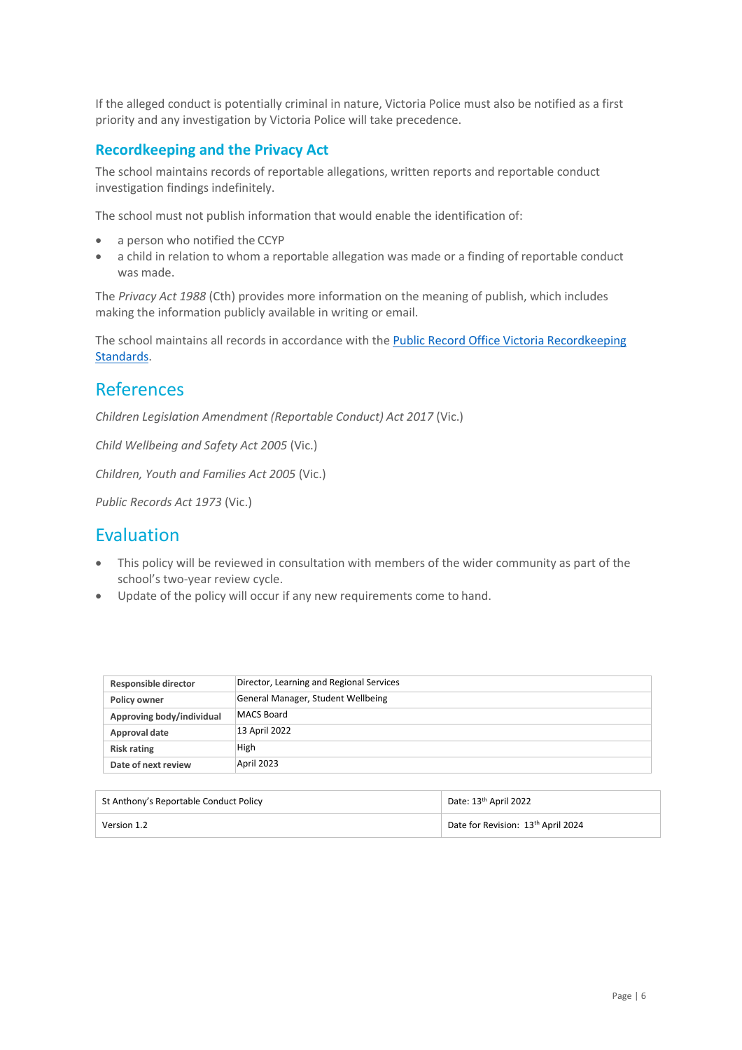If the alleged conduct is potentially criminal in nature, Victoria Police must also be notified as a first priority and any investigation by Victoria Police will take precedence.

## Recordkeeping and the Privacy Act

The school maintains records of reportable allegations, written reports and reportable conduct investigation findings indefinitely.

The school must not publish information that would enable the identification of:

- a person who notified the CCYP
- a child in relation to whom a reportable allegation was made or a finding of reportable conduct was made.

The *Privacy Act 1988* (Cth) provides more information on the meaning of publish, which includes making the information publicly available in writing or email.

The school maintains all records in accordance with the Public Record Office Victoria Recordkeeping Standards.

# References

*Children Legislation Amendment (Reportable Conduct) Act 2017* (Vic.)

*Child Wellbeing and Safety Act 2005* (Vic.)

*Children, Youth and Families Act 2005* (Vic.)

*Public Records Act 1973* (Vic.)

# Evaluation

- This policy will be reviewed in consultation with members of the wider community as part of the school's two-year review cycle.
- Update of the policy will occur if any new requirements come to hand.

| | |
|---|---|
| **Responsible director** | Director, Learning and Regional Services |
| **Policy owner** | General Manager, Student Wellbeing |
| **Approving body/individual** | MACS Board |
| **Approval date** | 13 April 2022 |
| **Risk rating** | High |
| **Date of next review** | April 2023 |

| | |
|---|---|
| St Anthony's Reportable Conduct Policy | Date: 13th April 2022 |
| Version 1.2 | Date for Revision: 13th April 2024 |